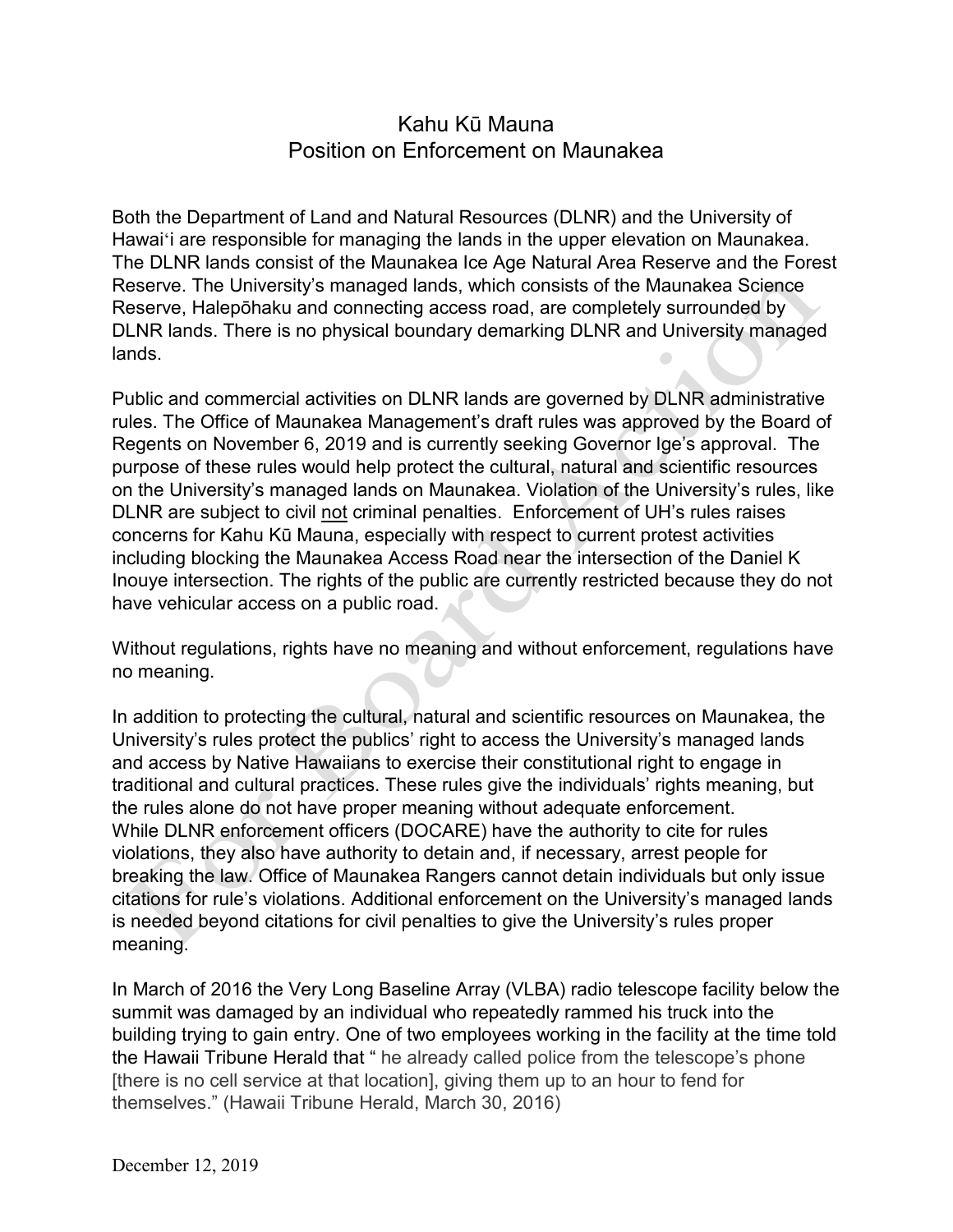# Kahu Kū Mauna
## Position on Enforcement on Maunakea

Both the Department of Land and Natural Resources (DLNR) and the University of Hawaiʻi are responsible for managing the lands in the upper elevation on Maunakea. The DLNR lands consist of the Maunakea Ice Age Natural Area Reserve and the Forest Reserve. The University's managed lands, which consists of the Maunakea Science Reserve, Halepōhaku and connecting access road, are completely surrounded by DLNR lands. There is no physical boundary demarking DLNR and University managed lands.

Public and commercial activities on DLNR lands are governed by DLNR administrative rules. The Office of Maunakea Management's draft rules was approved by the Board of Regents on November 6, 2019 and is currently seeking Governor Ige's approval. The purpose of these rules would help protect the cultural, natural and scientific resources on the University's managed lands on Maunakea. Violation of the University's rules, like DLNR are subject to civil <u>not</u> criminal penalties. Enforcement of UH's rules raises concerns for Kahu Kū Mauna, especially with respect to current protest activities including blocking the Maunakea Access Road near the intersection of the Daniel K Inouye intersection. The rights of the public are currently restricted because they do not have vehicular access on a public road.

Without regulations, rights have no meaning and without enforcement, regulations have no meaning.

In addition to protecting the cultural, natural and scientific resources on Maunakea, the University's rules protect the publics' right to access the University's managed lands and access by Native Hawaiians to exercise their constitutional right to engage in traditional and cultural practices. These rules give the individuals' rights meaning, but the rules alone do not have proper meaning without adequate enforcement.
While DLNR enforcement officers (DOCARE) have the authority to cite for rules violations, they also have authority to detain and, if necessary, arrest people for breaking the law. Office of Maunakea Rangers cannot detain individuals but only issue citations for rule's violations. Additional enforcement on the University's managed lands is needed beyond citations for civil penalties to give the University's rules proper meaning.

In March of 2016 the Very Long Baseline Array (VLBA) radio telescope facility below the summit was damaged by an individual who repeatedly rammed his truck into the building trying to gain entry. One of two employees working in the facility at the time told the Hawaii Tribune Herald that " he already called police from the telescope's phone [there is no cell service at that location], giving them up to an hour to fend for themselves." (Hawaii Tribune Herald, March 30, 2016)

December 12, 2019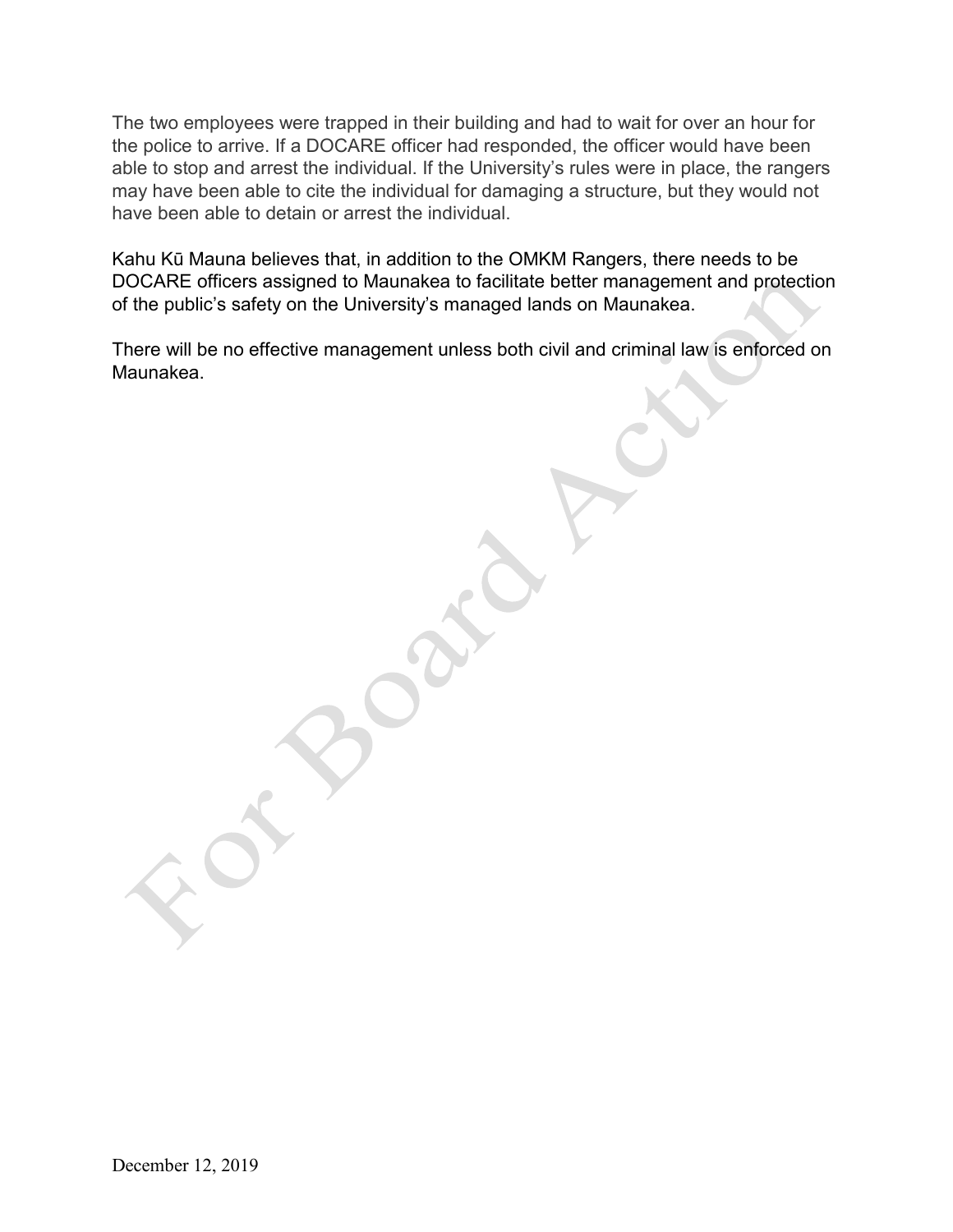The two employees were trapped in their building and had to wait for over an hour for the police to arrive. If a DOCARE officer had responded, the officer would have been able to stop and arrest the individual. If the University's rules were in place, the rangers may have been able to cite the individual for damaging a structure, but they would not have been able to detain or arrest the individual.

Kahu Kū Mauna believes that, in addition to the OMKM Rangers, there needs to be DOCARE officers assigned to Maunakea to facilitate better management and protection of the public's safety on the University's managed lands on Maunakea.

There will be no effective management unless both civil and criminal law is enforced on Maunakea.